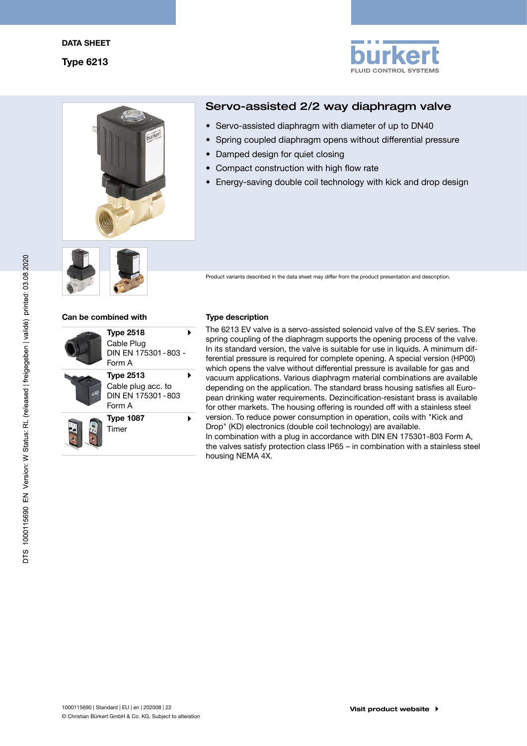DATA SHEET

**Type 6213**

# Servo-assisted 2/2 way diaphragm valve

- Servo-assisted diaphragm with diameter of up to DN40
- Spring coupled diaphragm opens without differential pressure
- Damped design for quiet closing
- Compact construction with high flow rate
- Energy-saving double coil technology with kick and drop design

Product variants described in the data sheet may differ from the product presentation and description.

## Can be combined with

**Type 2518**
Cable Plug
DIN EN 175301 - 803 - Form A

**Type 2513**
Cable plug acc. to DIN EN 175301 - 803 Form A

**Type 1087**
Timer

## Type description

The 6213 EV valve is a servo-assisted solenoid valve of the S.EV series. The spring coupling of the diaphragm supports the opening process of the valve. In its standard version, the valve is suitable for use in liquids. A minimum differential pressure is required for complete opening. A special version (HP00) which opens the valve without differential pressure is available for gas and vacuum applications. Various diaphragm material combinations are available depending on the application. The standard brass housing satisfies all European drinking water requirements. Dezincification-resistant brass is available for other markets. The housing offering is rounded off with a stainless steel version. To reduce power consumption in operation, coils with "Kick and Drop" (KD) electronics (double coil technology) are available.
In combination with a plug in accordance with DIN EN 175301-803 Form A, the valves satisfy protection class IP65 – in combination with a stainless steel housing NEMA 4X.

Visit product website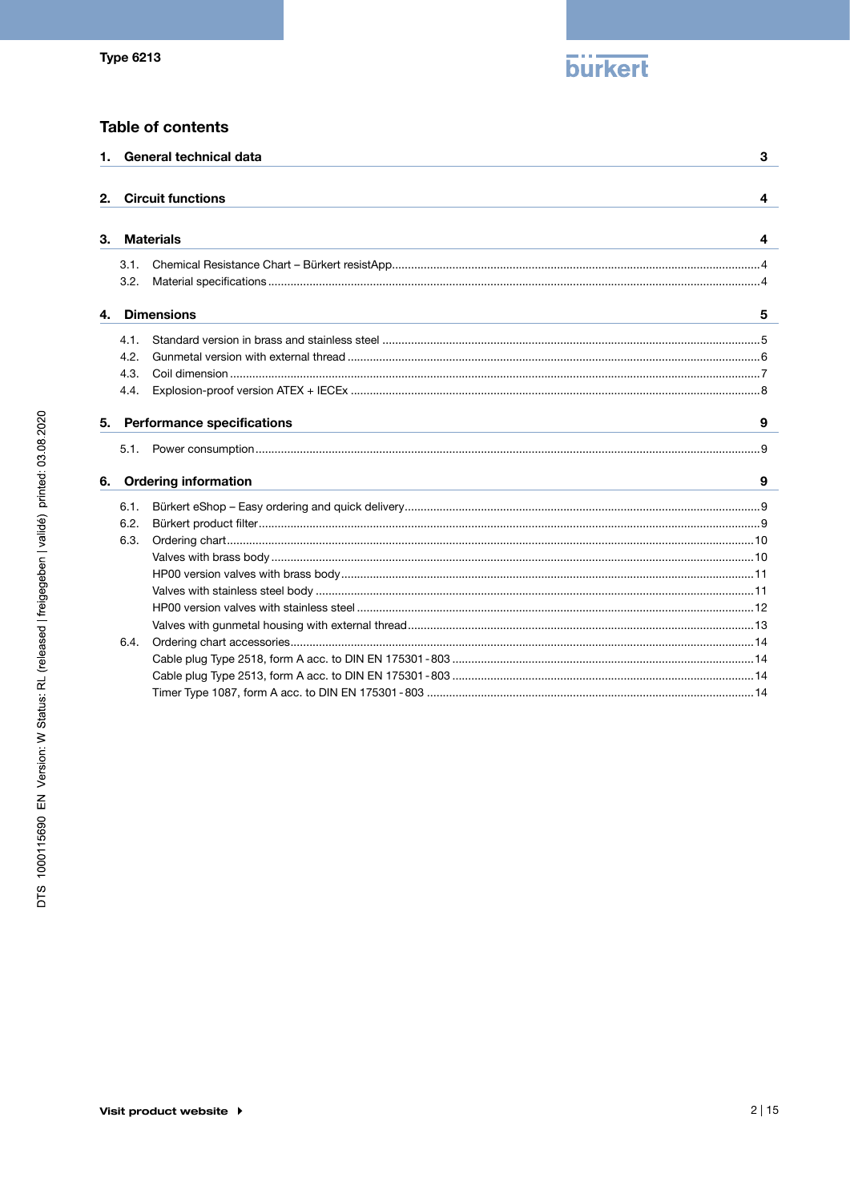## Table of contents

| | | |
|---|---|---|
| **1.** | **General technical data** | **3** |
| **2.** | **Circuit functions** | **4** |
| **3.** | **Materials** | **4** |
| 3.1. | Chemical Resistance Chart – Bürkert resistApp | 4 |
| 3.2. | Material specifications | 4 |
| **4.** | **Dimensions** | **5** |
| 4.1. | Standard version in brass and stainless steel | 5 |
| 4.2. | Gunmetal version with external thread | 6 |
| 4.3. | Coil dimension | 7 |
| 4.4. | Explosion-proof version ATEX + IECEx | 8 |
| **5.** | **Performance specifications** | **9** |
| 5.1. | Power consumption | 9 |
| **6.** | **Ordering information** | **9** |
| 6.1. | Bürkert eShop – Easy ordering and quick delivery | 9 |
| 6.2. | Bürkert product filter | 9 |
| 6.3. | Ordering chart | 10 |
| | Valves with brass body | 10 |
| | HP00 version valves with brass body | 11 |
| | Valves with stainless steel body | 11 |
| | HP00 version valves with stainless steel | 12 |
| | Valves with gunmetal housing with external thread | 13 |
| 6.4. | Ordering chart accessories | 14 |
| | Cable plug Type 2518, form A acc. to DIN EN 175301-803 | 14 |
| | Cable plug Type 2513, form A acc. to DIN EN 175301-803 | 14 |
| | Timer Type 1087, form A acc. to DIN EN 175301-803 | 14 |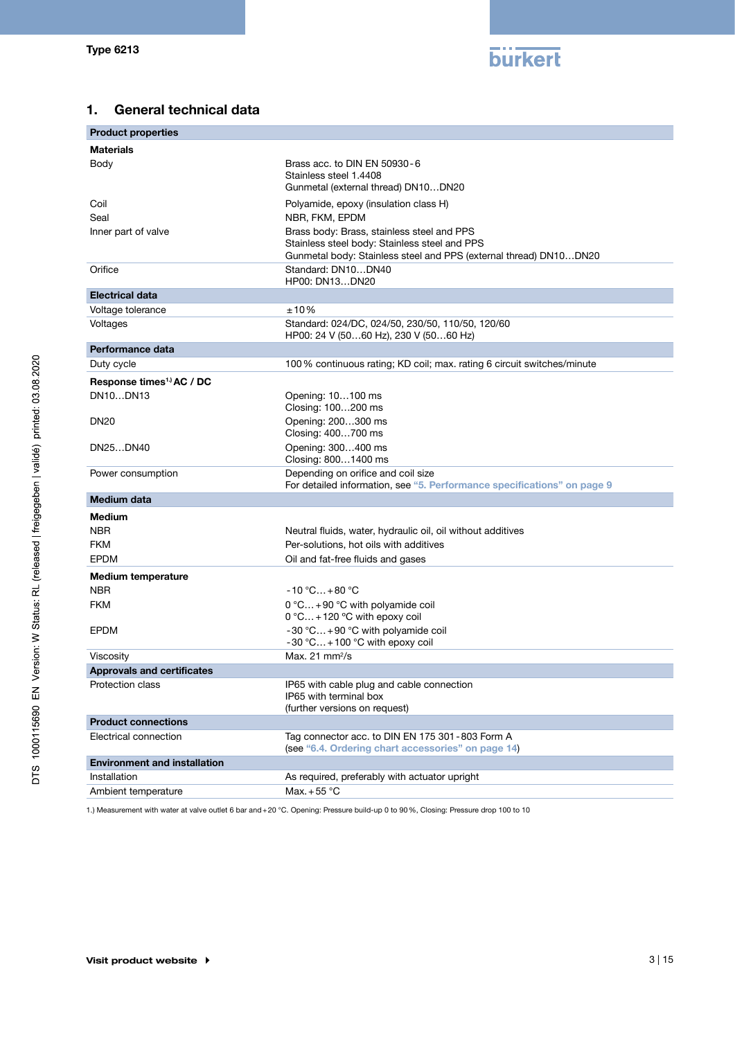## 1. General technical data

| Product properties | |
|---|---|
| **Materials** | |
| Body | Brass acc. to DIN EN 50930-6<br>Stainless steel 1.4408<br>Gunmetal (external thread) DN10…DN20 |
| Coil | Polyamide, epoxy (insulation class H) |
| Seal | NBR, FKM, EPDM |
| Inner part of valve | Brass body: Brass, stainless steel and PPS<br>Stainless steel body: Stainless steel and PPS<br>Gunmetal body: Stainless steel and PPS (external thread) DN10…DN20 |
| Orifice | Standard: DN10…DN40<br>HP00: DN13…DN20 |
| **Electrical data** | |
| Voltage tolerance | ±10 % |
| Voltages | Standard: 024/DC, 024/50, 230/50, 110/50, 120/60<br>HP00: 24 V (50…60 Hz), 230 V (50…60 Hz) |
| **Performance data** | |
| Duty cycle | 100 % continuous rating; KD coil; max. rating 6 circuit switches/minute |
| **Response times[1] AC / DC** | |
| DN10…DN13 | Opening: 10…100 ms<br>Closing: 100…200 ms |
| DN20 | Opening: 200…300 ms<br>Closing: 400…700 ms |
| DN25…DN40 | Opening: 300…400 ms<br>Closing: 800…1400 ms |
| Power consumption | Depending on orifice and coil size<br>For detailed information, see "5. Performance specifications" on page 9 |
| **Medium data** | |
| **Medium** | |
| NBR | Neutral fluids, water, hydraulic oil, oil without additives |
| FKM | Per-solutions, hot oils with additives |
| EPDM | Oil and fat-free fluids and gases |
| **Medium temperature** | |
| NBR | -10 °C…+80 °C |
| FKM | 0 °C…+90 °C with polyamide coil<br>0 °C…+120 °C with epoxy coil |
| EPDM | -30 °C…+90 °C with polyamide coil<br>-30 °C…+100 °C with epoxy coil |
| Viscosity | Max. 21 mm²/s |
| **Approvals and certificates** | |
| Protection class | IP65 with cable plug and cable connection<br>IP65 with terminal box<br>(further versions on request) |
| **Product connections** | |
| Electrical connection | Tag connector acc. to DIN EN 175 301-803 Form A<br>(see "6.4. Ordering chart accessories" on page 14) |
| **Environment and installation** | |
| Installation | As required, preferably with actuator upright |
| Ambient temperature | Max. +55 °C |

1.) Measurement with water at valve outlet 6 bar and +20 °C. Opening: Pressure build-up 0 to 90 %, Closing: Pressure drop 100 to 10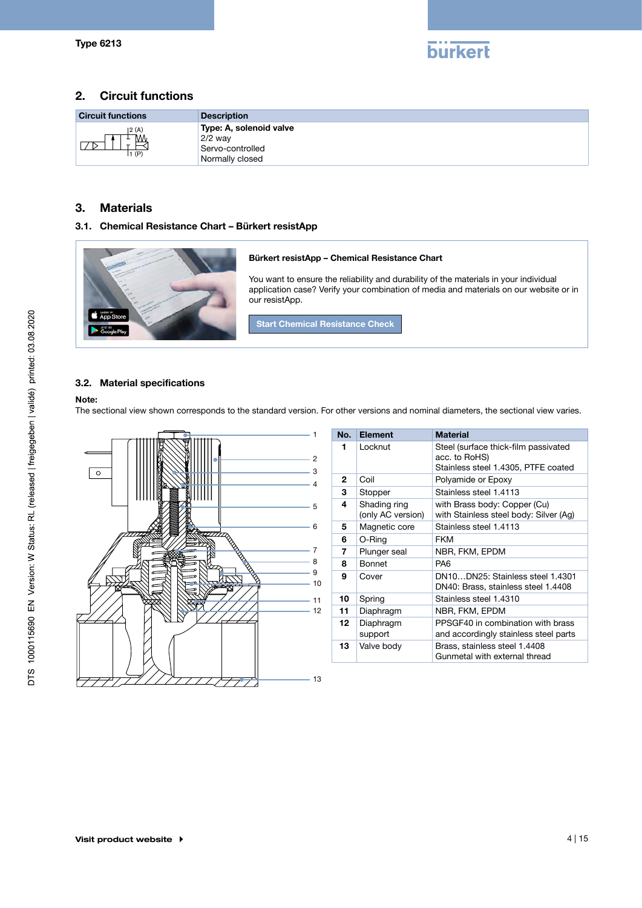## 2. Circuit functions

| Circuit functions | Description |
|---|---|
| | **Type: A, solenoid valve**<br>2/2 way<br>Servo-controlled<br>Normally closed |

## 3. Materials

### 3.1. Chemical Resistance Chart – Bürkert resistApp

**Bürkert resistApp – Chemical Resistance Chart**

You want to ensure the reliability and durability of the materials in your individual application case? Verify your combination of media and materials on our website or in our resistApp.

Start Chemical Resistance Check

### 3.2. Material specifications

**Note:**
The sectional view shown corresponds to the standard version. For other versions and nominal diameters, the sectional view varies.

| No. | Element | Material |
|---|---|---|
| 1 | Locknut | Steel (surface thick-film passivated acc. to RoHS)<br>Stainless steel 1.4305, PTFE coated |
| 2 | Coil | Polyamide or Epoxy |
| 3 | Stopper | Stainless steel 1.4113 |
| 4 | Shading ring (only AC version) | with Brass body: Copper (Cu)<br>with Stainless steel body: Silver (Ag) |
| 5 | Magnetic core | Stainless steel 1.4113 |
| 6 | O-Ring | FKM |
| 7 | Plunger seal | NBR, FKM, EPDM |
| 8 | Bonnet | PA6 |
| 9 | Cover | DN10…DN25: Stainless steel 1.4301<br>DN40: Brass, stainless steel 1.4408 |
| 10 | Spring | Stainless steel 1.4310 |
| 11 | Diaphragm | NBR, FKM, EPDM |
| 12 | Diaphragm support | PPSGF40 in combination with brass and accordingly stainless steel parts |
| 13 | Valve body | Brass, stainless steel 1.4408<br>Gunmetal with external thread |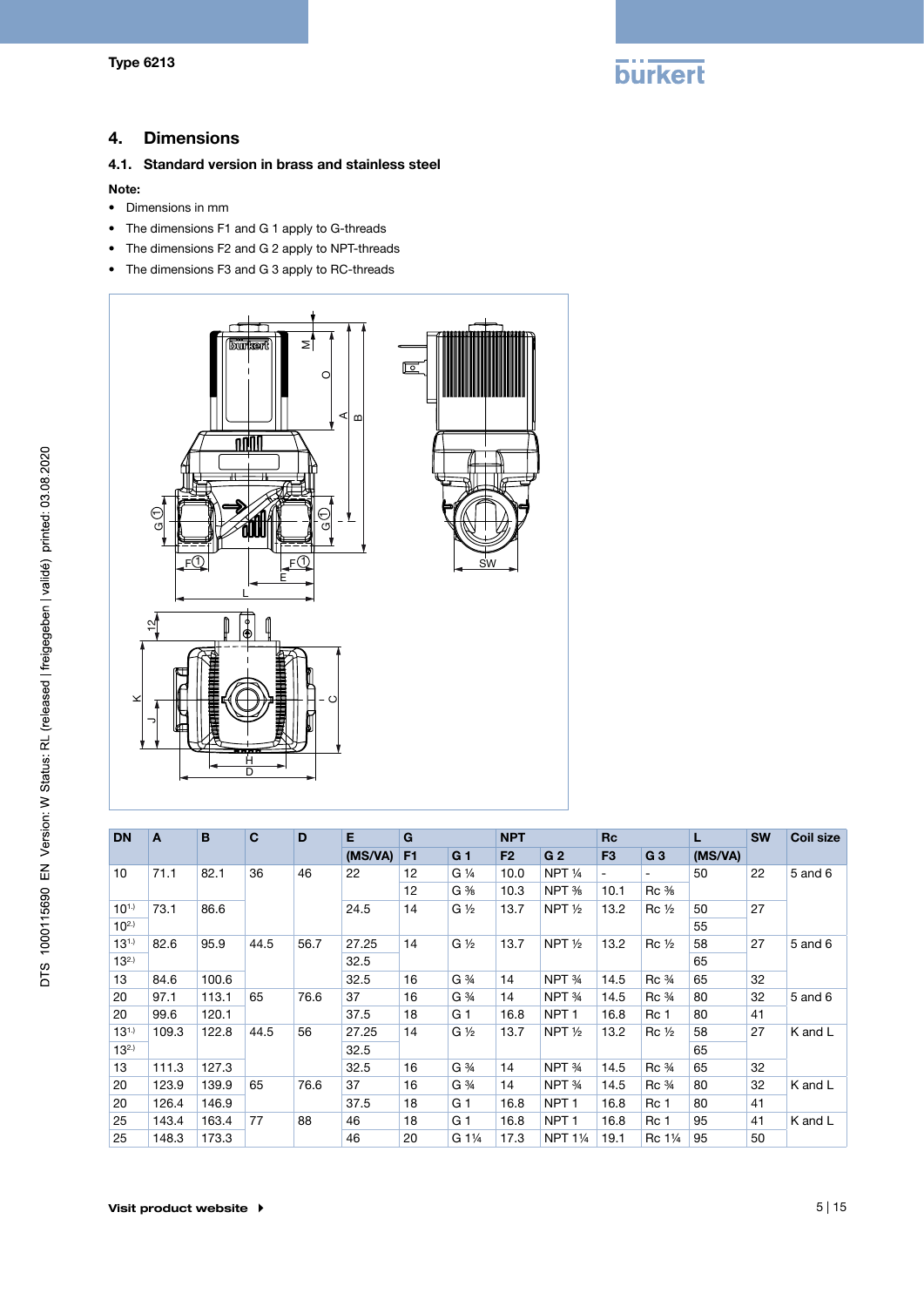## 4. Dimensions

### 4.1. Standard version in brass and stainless steel

**Note:**

- Dimensions in mm
- The dimensions F1 and G 1 apply to G-threads
- The dimensions F2 and G 2 apply to NPT-threads
- The dimensions F3 and G 3 apply to RC-threads

| DN | A | B | C | D | E | G | | NPT | | Rc | | L | SW | Coil size |
|---|---|---|---|---|---|---|---|---|---|---|---|---|---|---|
| | | | | | (MS/VA) | F1 | G 1 | F2 | G 2 | F3 | G 3 | (MS/VA) | | |
| 10 | 71.1 | 82.1 | 36 | 46 | 22 | 12 | G ¼ | 10.0 | NPT ¼ | - | - | 50 | 22 | 5 and 6 |
| | | | | | | 12 | G ⅜ | 10.3 | NPT ⅜ | 10.1 | Rc ⅜ | | | |
| 10[1.)] | 73.1 | 86.6 | | | 24.5 | 14 | G ½ | 13.7 | NPT ½ | 13.2 | Rc ½ | 50 | 27 | |
| 10[2.)] | | | | | | | | | | | | 55 | | |
| 13[1.)] | 82.6 | 95.9 | 44.5 | 56.7 | 27.25 | 14 | G ½ | 13.7 | NPT ½ | 13.2 | Rc ½ | 58 | 27 | 5 and 6 |
| 13[2.)] | | | | | 32.5 | | | | | | | 65 | | |
| 13 | 84.6 | 100.6 | | | 32.5 | 16 | G ¾ | 14 | NPT ¾ | 14.5 | Rc ¾ | 65 | 32 | |
| 20 | 97.1 | 113.1 | 65 | 76.6 | 37 | 16 | G ¾ | 14 | NPT ¾ | 14.5 | Rc ¾ | 80 | 32 | 5 and 6 |
| 20 | 99.6 | 120.1 | | | 37.5 | 18 | G 1 | 16.8 | NPT 1 | 16.8 | Rc 1 | 80 | 41 | |
| 13[1.)] | 109.3 | 122.8 | 44.5 | 56 | 27.25 | 14 | G ½ | 13.7 | NPT ½ | 13.2 | Rc ½ | 58 | 27 | K and L |
| 13[2.)] | | | | | 32.5 | | | | | | | 65 | | |
| 13 | 111.3 | 127.3 | | | 32.5 | 16 | G ¾ | 14 | NPT ¾ | 14.5 | Rc ¾ | 65 | 32 | |
| 20 | 123.9 | 139.9 | 65 | 76.6 | 37 | 16 | G ¾ | 14 | NPT ¾ | 14.5 | Rc ¾ | 80 | 32 | K and L |
| 20 | 126.4 | 146.9 | | | 37.5 | 18 | G 1 | 16.8 | NPT 1 | 16.8 | Rc 1 | 80 | 41 | |
| 25 | 143.4 | 163.4 | 77 | 88 | 46 | 18 | G 1 | 16.8 | NPT 1 | 16.8 | Rc 1 | 95 | 41 | K and L |
| 25 | 148.3 | 173.3 | | | 46 | 20 | G 1¼ | 17.3 | NPT 1¼ | 19.1 | Rc 1¼ | 95 | 50 | |

Visit product website ▸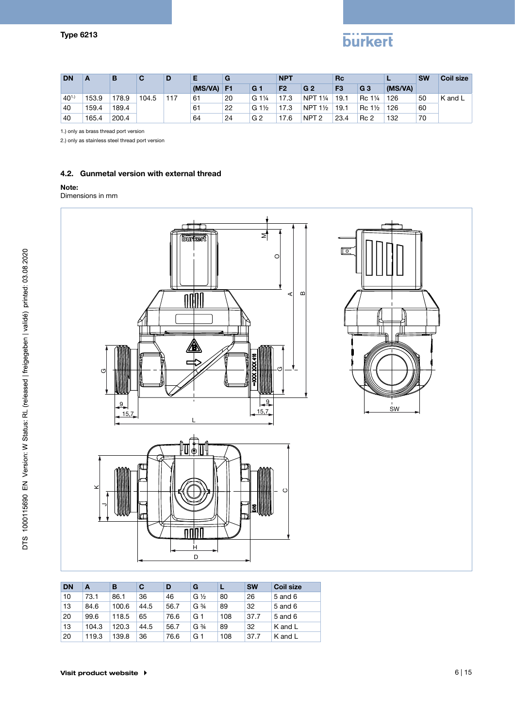| DN | A | B | C | D | E | G | | NPT | | Rc | | L | SW | Coil size |
|---|---|---|---|---|---|---|---|---|---|---|---|---|---|---|
| | | | | | (MS/VA) | F1 | G 1 | F2 | G 2 | F3 | G 3 | (MS/VA) | | |
| 40[1.)] | 153.9 | 178.9 | 104.5 | 117 | 61 | 20 | G 1¼ | 17.3 | NPT 1¼ | 19.1 | Rc 1¼ | 126 | 50 | K and L |
| 40 | 159.4 | 189.4 | | | 61 | 22 | G 1½ | 17.3 | NPT 1½ | 19.1 | Rc 1½ | 126 | 60 | |
| 40 | 165.4 | 200.4 | | | 64 | 24 | G 2 | 17.6 | NPT 2 | 23.4 | Rc 2 | 132 | 70 | |

1.) only as brass thread port version

2.) only as stainless steel thread port version

### 4.2. Gunmetal version with external thread

**Note:**
Dimensions in mm

| DN | A | B | C | D | G | L | SW | Coil size |
|---|---|---|---|---|---|---|---|---|
| 10 | 73.1 | 86.1 | 36 | 46 | G ½ | 80 | 26 | 5 and 6 |
| 13 | 84.6 | 100.6 | 44.5 | 56.7 | G ¾ | 89 | 32 | 5 and 6 |
| 20 | 99.6 | 118.5 | 65 | 76.6 | G 1 | 108 | 37.7 | 5 and 6 |
| 13 | 104.3 | 120.3 | 44.5 | 56.7 | G ¾ | 89 | 32 | K and L |
| 20 | 119.3 | 139.8 | 36 | 76.6 | G 1 | 108 | 37.7 | K and L |

Visit product website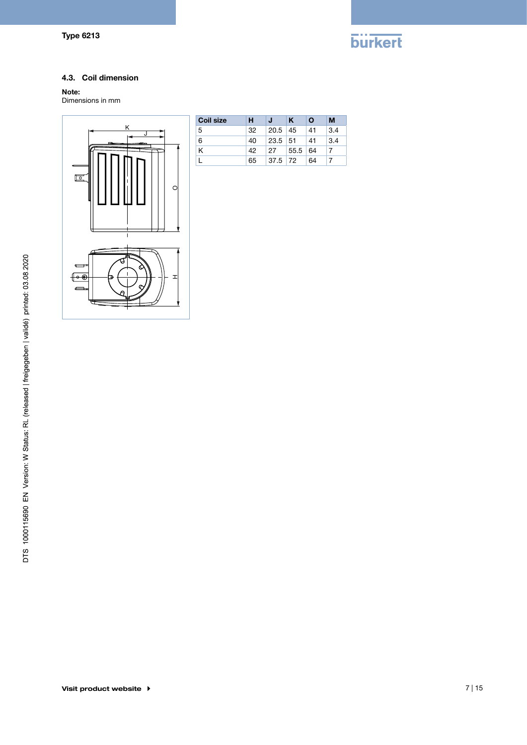### 4.3. Coil dimension

**Note:**
Dimensions in mm

| Coil size | H | J | K | O | M |
|---|---|---|---|---|---|
| 5 | 32 | 20.5 | 45 | 41 | 3.4 |
| 6 | 40 | 23.5 | 51 | 41 | 3.4 |
| K | 42 | 27 | 55.5 | 64 | 7 |
| L | 65 | 37.5 | 72 | 64 | 7 |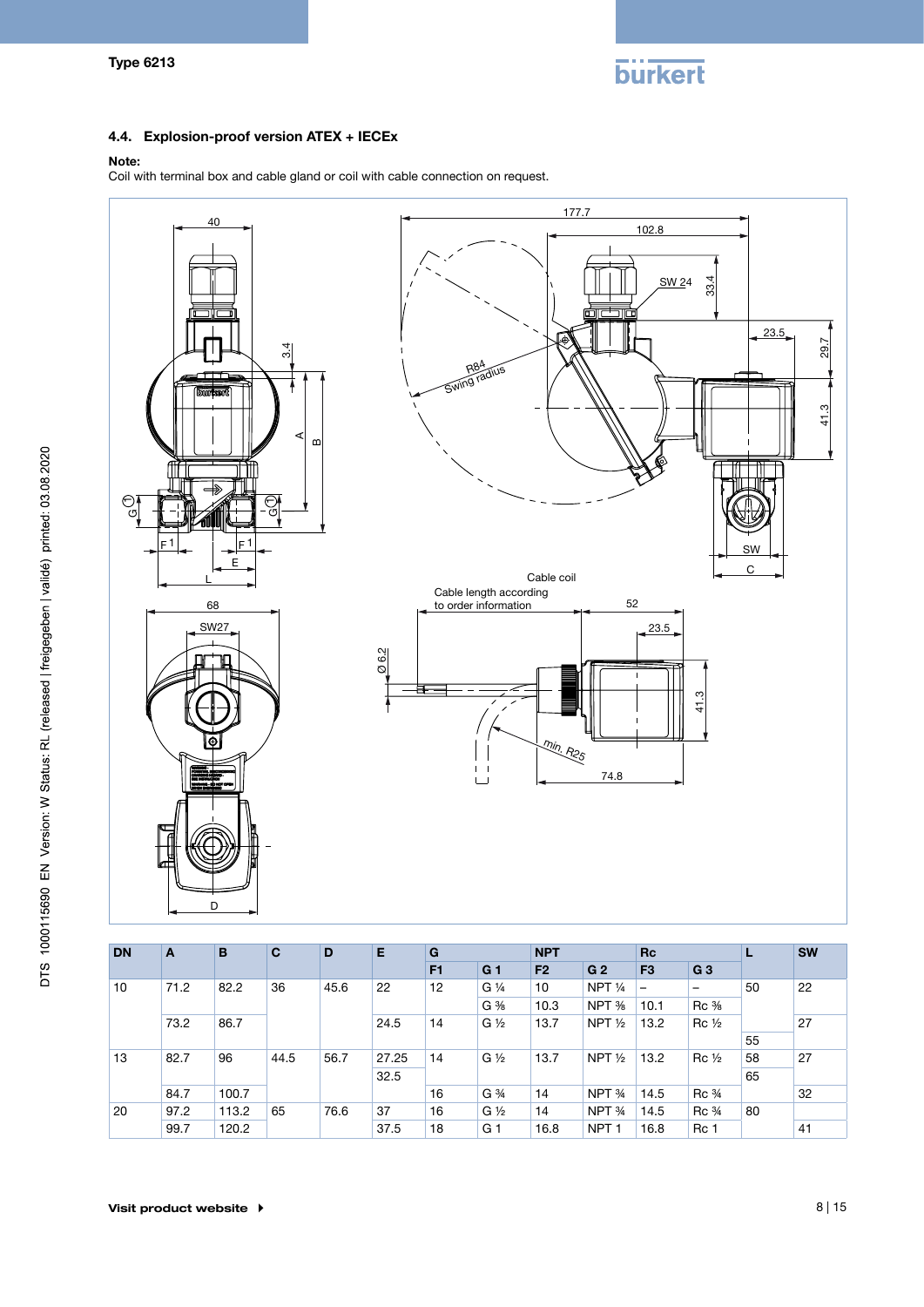## 4.4. Explosion-proof version ATEX + IECEx

**Note:**
Coil with terminal box and cable gland or coil with cable connection on request.

| DN | A | B | C | D | E | G | | NPT | | Rc | | L | SW |
|---|---|---|---|---|---|---|---|---|---|---|---|---|---|
| | | | | | | F1 | G 1 | F2 | G 2 | F3 | G 3 | | |
| 10 | 71.2 | 82.2 | 36 | 45.6 | 22 | 12 | G ¼ | 10 | NPT ¼ | – | – | 50 | 22 |
| | | | | | | | G ⅜ | 10.3 | NPT ⅜ | 10.1 | Rc ⅜ | | |
| | 73.2 | 86.7 | | | 24.5 | 14 | G ½ | 13.7 | NPT ½ | 13.2 | Rc ½ | | 27 |
| | | | | | | | | | | | | 55 | |
| 13 | 82.7 | 96 | 44.5 | 56.7 | 27.25 | 14 | G ½ | 13.7 | NPT ½ | 13.2 | Rc ½ | 58 | 27 |
| | | | | | 32.5 | | | | | | | 65 | |
| | 84.7 | 100.7 | | | | 16 | G ¾ | 14 | NPT ¾ | 14.5 | Rc ¾ | | 32 |
| 20 | 97.2 | 113.2 | 65 | 76.6 | 37 | 16 | G ½ | 14 | NPT ¾ | 14.5 | Rc ¾ | 80 | |
| | 99.7 | 120.2 | | | 37.5 | 18 | G 1 | 16.8 | NPT 1 | 16.8 | Rc 1 | | 41 |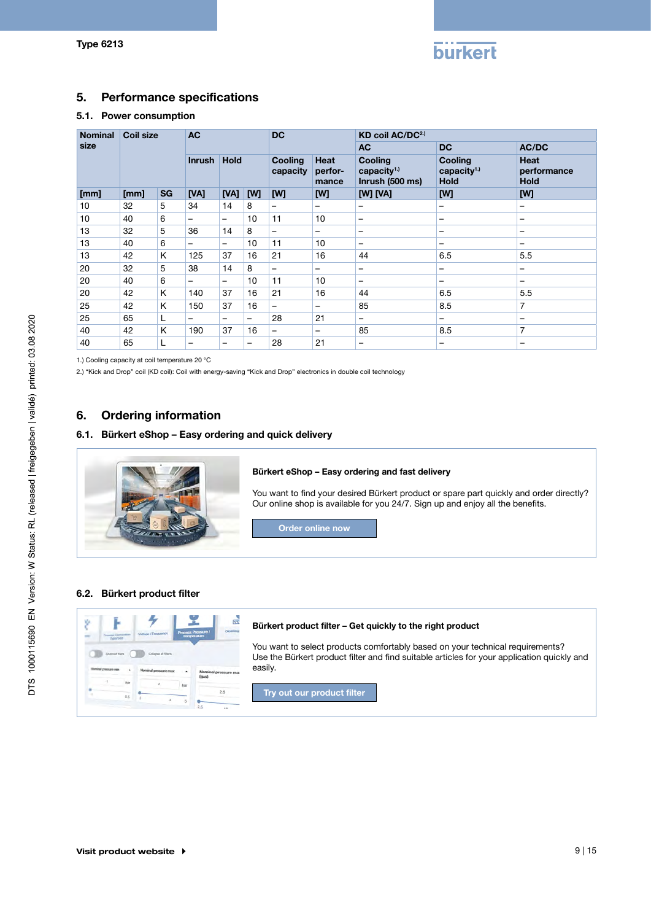## 5. Performance specifications

### 5.1. Power consumption

| Nominal size | Coil size | | AC | | | DC | | KD coil AC/DC[2.)] | | |
|---|---|---|---|---|---|---|---|---|---|---|
| | | | | | | | | AC | DC | AC/DC |
| | | | Inrush | Hold | | Cooling capacity | Heat performance | Cooling capacity[1.)] Inrush (500 ms) | Cooling capacity[1.)] Hold | Heat performance Hold |
| [mm] | [mm] | SG | [VA] | [VA] | [W] | [W] | [W] | [W] [VA] | [W] | [W] |
| 10 | 32 | 5 | 34 | 14 | 8 | – | – | – | – | – |
| 10 | 40 | 6 | – | – | 10 | 11 | 10 | – | – | – |
| 13 | 32 | 5 | 36 | 14 | 8 | – | – | – | – | – |
| 13 | 40 | 6 | – | – | 10 | 11 | 10 | – | – | – |
| 13 | 42 | K | 125 | 37 | 16 | 21 | 16 | 44 | 6.5 | 5.5 |
| 20 | 32 | 5 | 38 | 14 | 8 | – | – | – | – | – |
| 20 | 40 | 6 | – | – | 10 | 11 | 10 | – | – | – |
| 20 | 42 | K | 140 | 37 | 16 | 21 | 16 | 44 | 6.5 | 5.5 |
| 25 | 42 | K | 150 | 37 | 16 | – | – | 85 | 8.5 | 7 |
| 25 | 65 | L | – | – | – | 28 | 21 | – | – | – |
| 40 | 42 | K | 190 | 37 | 16 | – | – | 85 | 8.5 | 7 |
| 40 | 65 | L | – | – | – | 28 | 21 | – | – | – |

1.) Cooling capacity at coil temperature 20 °C

2.) "Kick and Drop" coil (KD coil): Coil with energy-saving "Kick and Drop" electronics in double coil technology

## 6. Ordering information

### 6.1. Bürkert eShop – Easy ordering and quick delivery

**Bürkert eShop – Easy ordering and fast delivery**

You want to find your desired Bürkert product or spare part quickly and order directly? Our online shop is available for you 24/7. Sign up and enjoy all the benefits.

Order online now

### 6.2. Bürkert product filter

**Bürkert product filter – Get quickly to the right product**

You want to select products comfortably based on your technical requirements? Use the Bürkert product filter and find suitable articles for your application quickly and easily.

Try out our product filter